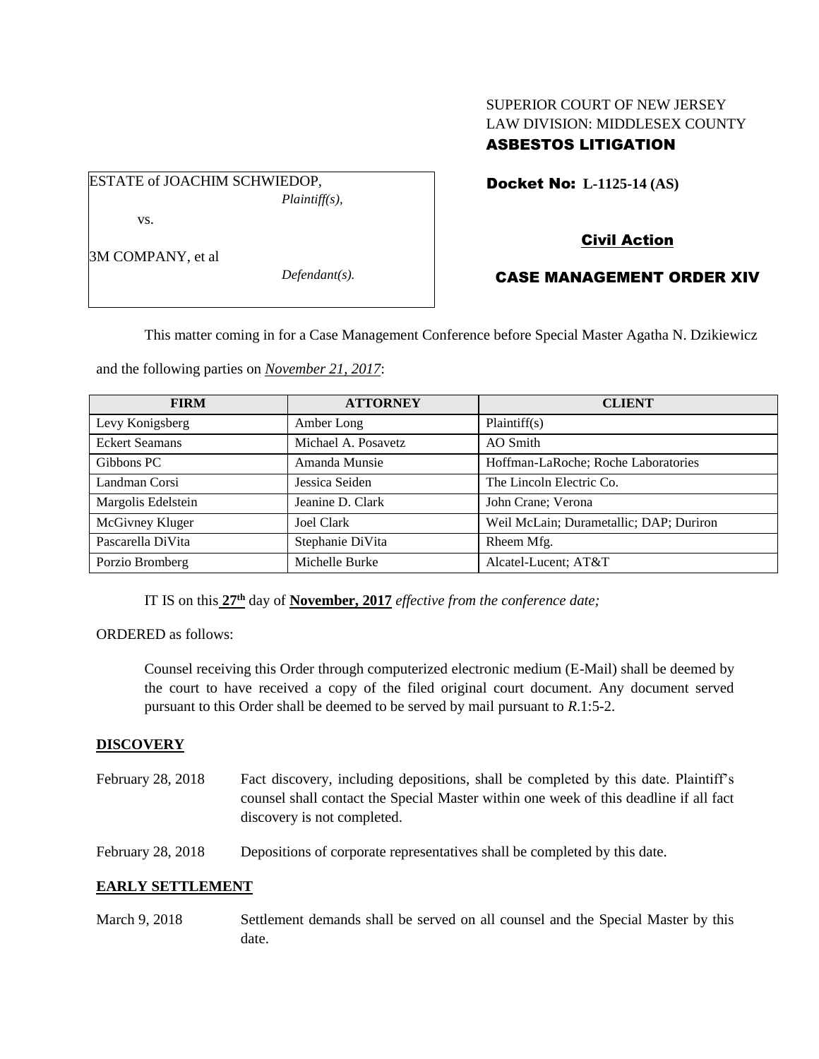SUPERIOR COURT OF NEW JERSEY
LAW DIVISION: MIDDLESEX COUNTY
**ASBESTOS LITIGATION**

ESTATE of JOACHIM SCHWIEDOP,
*Plaintiff(s),*

vs.

3M COMPANY, et al
*Defendant(s).*

**Docket No: L-1125-14 (AS)**

**Civil Action**

**CASE MANAGEMENT ORDER XIV**

This matter coming in for a Case Management Conference before Special Master Agatha N. Dzikiewicz and the following parties on *November 21, 2017*:

| FIRM | ATTORNEY | CLIENT |
| --- | --- | --- |
| Levy Konigsberg | Amber Long | Plaintiff(s) |
| Eckert Seamans | Michael A. Posavetz | AO Smith |
| Gibbons PC | Amanda Munsie | Hoffman-LaRoche; Roche Laboratories |
| Landman Corsi | Jessica Seiden | The Lincoln Electric Co. |
| Margolis Edelstein | Jeanine D. Clark | John Crane; Verona |
| McGivney Kluger | Joel Clark | Weil McLain; Durametallic; DAP; Duriron |
| Pascarella DiVita | Stephanie DiVita | Rheem Mfg. |
| Porzio Bromberg | Michelle Burke | Alcatel-Lucent; AT&T |

IT IS on this **27th** day of **November, 2017** *effective from the conference date;*

ORDERED as follows:

Counsel receiving this Order through computerized electronic medium (E-Mail) shall be deemed by the court to have received a copy of the filed original court document. Any document served pursuant to this Order shall be deemed to be served by mail pursuant to *R*.1:5-2.

## DISCOVERY

February 28, 2018 — Fact discovery, including depositions, shall be completed by this date. Plaintiff's counsel shall contact the Special Master within one week of this deadline if all fact discovery is not completed.

February 28, 2018 — Depositions of corporate representatives shall be completed by this date.

## EARLY SETTLEMENT

March 9, 2018 — Settlement demands shall be served on all counsel and the Special Master by this date.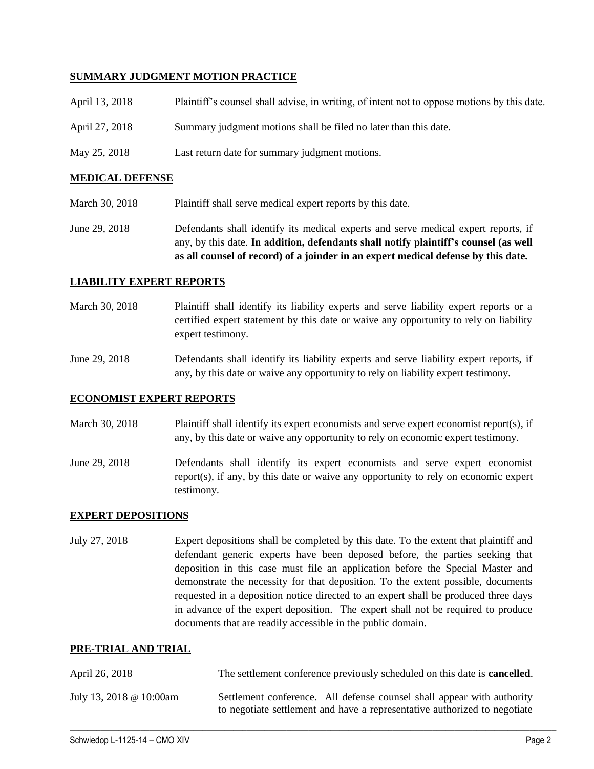**SUMMARY JUDGMENT MOTION PRACTICE**

| | |
|---|---|
| April 13, 2018 | Plaintiff's counsel shall advise, in writing, of intent not to oppose motions by this date. |
| April 27, 2018 | Summary judgment motions shall be filed no later than this date. |
| May 25, 2018 | Last return date for summary judgment motions. |

**MEDICAL DEFENSE**

| | |
|---|---|
| March 30, 2018 | Plaintiff shall serve medical expert reports by this date. |
| June 29, 2018 | Defendants shall identify its medical experts and serve medical expert reports, if any, by this date. **In addition, defendants shall notify plaintiff's counsel (as well as all counsel of record) of a joinder in an expert medical defense by this date.** |

**LIABILITY EXPERT REPORTS**

| | |
|---|---|
| March 30, 2018 | Plaintiff shall identify its liability experts and serve liability expert reports or a certified expert statement by this date or waive any opportunity to rely on liability expert testimony. |
| June 29, 2018 | Defendants shall identify its liability experts and serve liability expert reports, if any, by this date or waive any opportunity to rely on liability expert testimony. |

**ECONOMIST EXPERT REPORTS**

| | |
|---|---|
| March 30, 2018 | Plaintiff shall identify its expert economists and serve expert economist report(s), if any, by this date or waive any opportunity to rely on economic expert testimony. |
| June 29, 2018 | Defendants shall identify its expert economists and serve expert economist report(s), if any, by this date or waive any opportunity to rely on economic expert testimony. |

**EXPERT DEPOSITIONS**

| | |
|---|---|
| July 27, 2018 | Expert depositions shall be completed by this date. To the extent that plaintiff and defendant generic experts have been deposed before, the parties seeking that deposition in this case must file an application before the Special Master and demonstrate the necessity for that deposition. To the extent possible, documents requested in a deposition notice directed to an expert shall be produced three days in advance of the expert deposition. The expert shall not be required to produce documents that are readily accessible in the public domain. |

**PRE-TRIAL AND TRIAL**

| | |
|---|---|
| April 26, 2018 | The settlement conference previously scheduled on this date is **cancelled**. |
| July 13, 2018 @ 10:00am | Settlement conference. All defense counsel shall appear with authority to negotiate settlement and have a representative authorized to negotiate |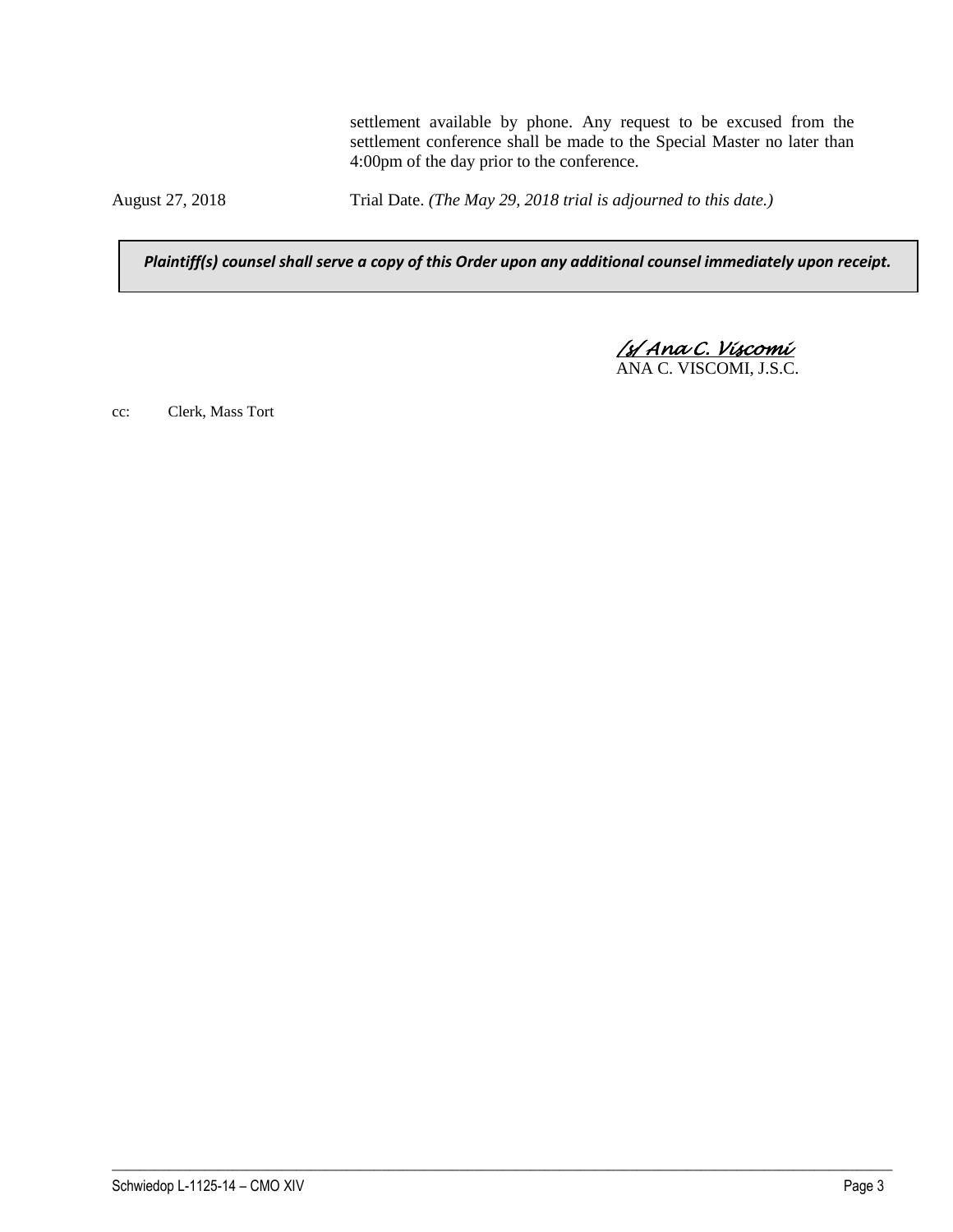settlement available by phone. Any request to be excused from the settlement conference shall be made to the Special Master no later than 4:00pm of the day prior to the conference.

August 27, 2018 Trial Date. *(The May 29, 2018 trial is adjourned to this date.)*

***Plaintiff(s) counsel shall serve a copy of this Order upon any additional counsel immediately upon receipt.***

*/s/ Ana C. Viscomi*
ANA C. VISCOMI, J.S.C.

cc: Clerk, Mass Tort